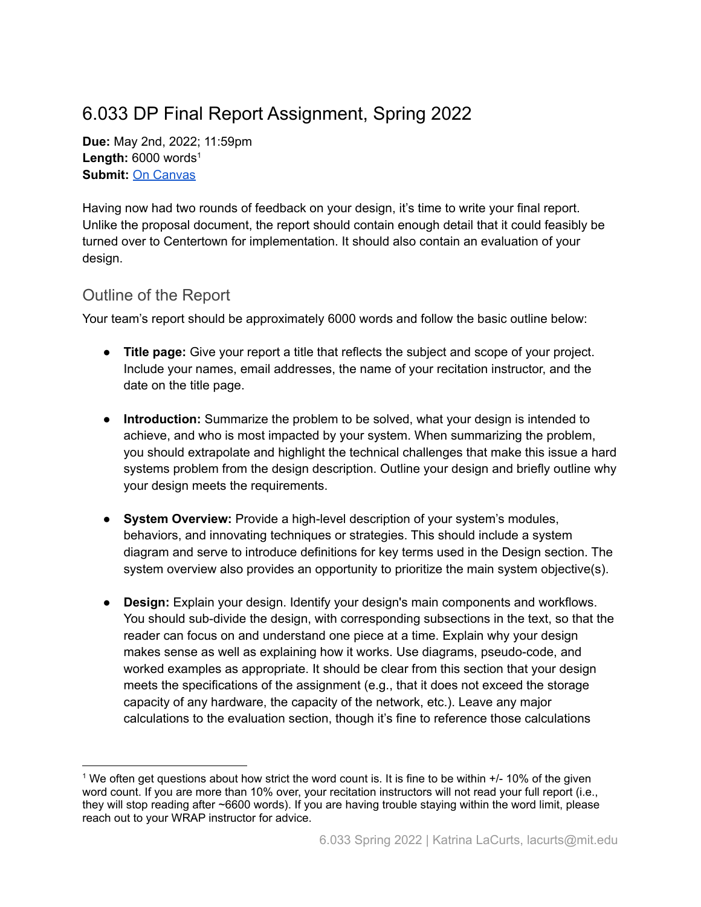# 6.033 DP Final Report Assignment, Spring 2022

**Due:** May 2nd, 2022; 11:59pm
**Length:** 6000 words[1]
**Submit:** On Canvas

Having now had two rounds of feedback on your design, it's time to write your final report. Unlike the proposal document, the report should contain enough detail that it could feasibly be turned over to Centertown for implementation. It should also contain an evaluation of your design.

## Outline of the Report

Your team's report should be approximately 6000 words and follow the basic outline below:

- **Title page:** Give your report a title that reflects the subject and scope of your project. Include your names, email addresses, the name of your recitation instructor, and the date on the title page.

- **Introduction:** Summarize the problem to be solved, what your design is intended to achieve, and who is most impacted by your system. When summarizing the problem, you should extrapolate and highlight the technical challenges that make this issue a hard systems problem from the design description. Outline your design and briefly outline why your design meets the requirements.

- **System Overview:** Provide a high-level description of your system's modules, behaviors, and innovating techniques or strategies. This should include a system diagram and serve to introduce definitions for key terms used in the Design section. The system overview also provides an opportunity to prioritize the main system objective(s).

- **Design:** Explain your design. Identify your design's main components and workflows. You should sub-divide the design, with corresponding subsections in the text, so that the reader can focus on and understand one piece at a time. Explain why your design makes sense as well as explaining how it works. Use diagrams, pseudo-code, and worked examples as appropriate. It should be clear from this section that your design meets the specifications of the assignment (e.g., that it does not exceed the storage capacity of any hardware, the capacity of the network, etc.). Leave any major calculations to the evaluation section, though it's fine to reference those calculations

[1] We often get questions about how strict the word count is. It is fine to be within +/- 10% of the given word count. If you are more than 10% over, your recitation instructors will not read your full report (i.e., they will stop reading after ~6600 words). If you are having trouble staying within the word limit, please reach out to your WRAP instructor for advice.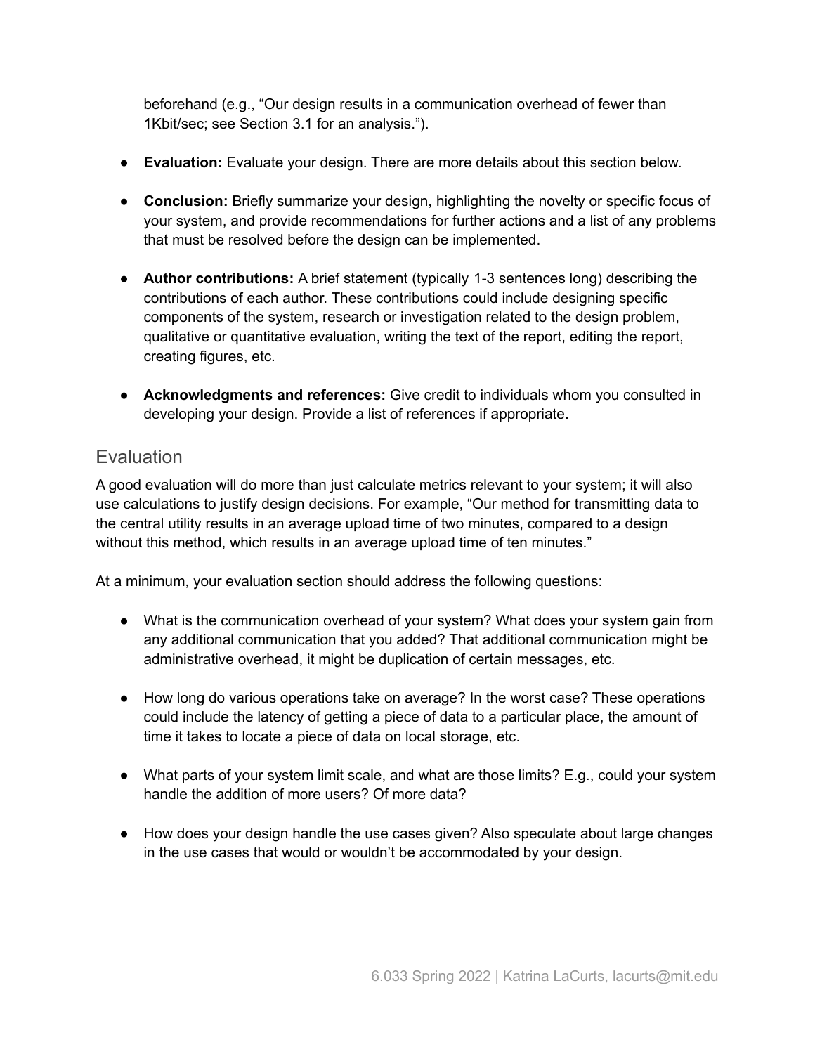beforehand (e.g., "Our design results in a communication overhead of fewer than 1Kbit/sec; see Section 3.1 for an analysis.").

- **Evaluation:** Evaluate your design. There are more details about this section below.

- **Conclusion:** Briefly summarize your design, highlighting the novelty or specific focus of your system, and provide recommendations for further actions and a list of any problems that must be resolved before the design can be implemented.

- **Author contributions:** A brief statement (typically 1-3 sentences long) describing the contributions of each author. These contributions could include designing specific components of the system, research or investigation related to the design problem, qualitative or quantitative evaluation, writing the text of the report, editing the report, creating figures, etc.

- **Acknowledgments and references:** Give credit to individuals whom you consulted in developing your design. Provide a list of references if appropriate.

## Evaluation

A good evaluation will do more than just calculate metrics relevant to your system; it will also use calculations to justify design decisions. For example, "Our method for transmitting data to the central utility results in an average upload time of two minutes, compared to a design without this method, which results in an average upload time of ten minutes."

At a minimum, your evaluation section should address the following questions:

- What is the communication overhead of your system? What does your system gain from any additional communication that you added? That additional communication might be administrative overhead, it might be duplication of certain messages, etc.

- How long do various operations take on average? In the worst case? These operations could include the latency of getting a piece of data to a particular place, the amount of time it takes to locate a piece of data on local storage, etc.

- What parts of your system limit scale, and what are those limits? E.g., could your system handle the addition of more users? Of more data?

- How does your design handle the use cases given? Also speculate about large changes in the use cases that would or wouldn't be accommodated by your design.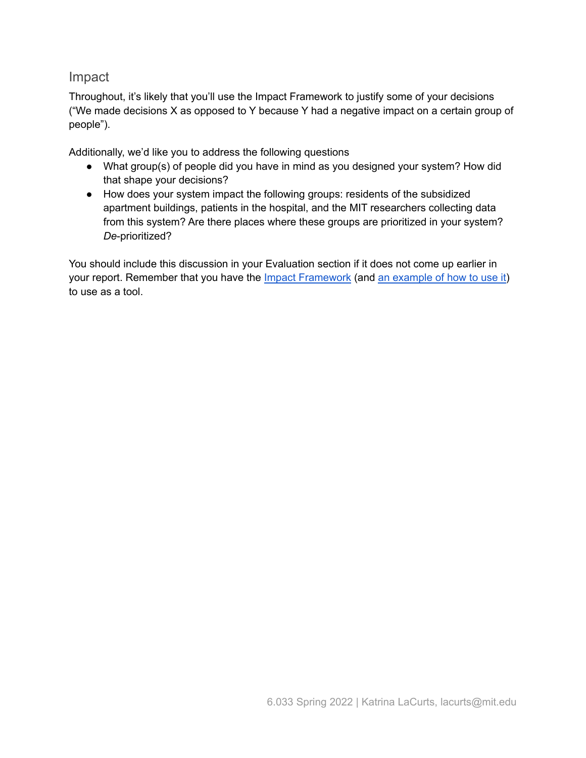## Impact

Throughout, it's likely that you'll use the Impact Framework to justify some of your decisions ("We made decisions X as opposed to Y because Y had a negative impact on a certain group of people").

Additionally, we'd like you to address the following questions

- What group(s) of people did you have in mind as you designed your system? How did that shape your decisions?
- How does your system impact the following groups: residents of the subsidized apartment buildings, patients in the hospital, and the MIT researchers collecting data from this system? Are there places where these groups are prioritized in your system? *De*-prioritized?

You should include this discussion in your Evaluation section if it does not come up earlier in your report. Remember that you have the Impact Framework (and an example of how to use it) to use as a tool.